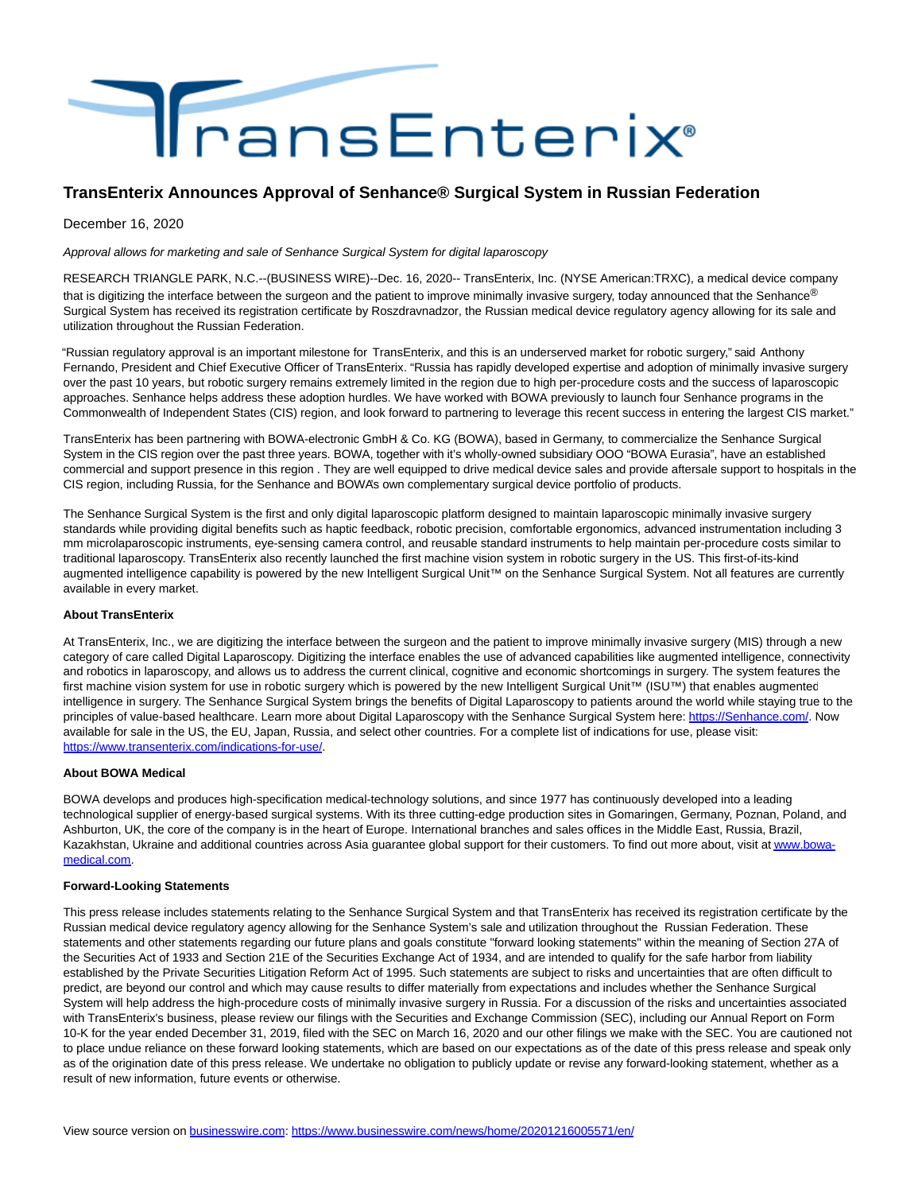# TransEnterix Announces Approval of Senhance® Surgical System in Russian Federation

December 16, 2020

*Approval allows for marketing and sale of Senhance Surgical System for digital laparoscopy*

RESEARCH TRIANGLE PARK, N.C.--(BUSINESS WIRE)--Dec. 16, 2020-- TransEnterix, Inc. (NYSE American:TRXC), a medical device company that is digitizing the interface between the surgeon and the patient to improve minimally invasive surgery, today announced that the Senhance® Surgical System has received its registration certificate by Roszdravnadzor, the Russian medical device regulatory agency allowing for its sale and utilization throughout the Russian Federation.

"Russian regulatory approval is an important milestone for TransEnterix, and this is an underserved market for robotic surgery," said Anthony Fernando, President and Chief Executive Officer of TransEnterix. "Russia has rapidly developed expertise and adoption of minimally invasive surgery over the past 10 years, but robotic surgery remains extremely limited in the region due to high per-procedure costs and the success of laparoscopic approaches. Senhance helps address these adoption hurdles. We have worked with BOWA previously to launch four Senhance programs in the Commonwealth of Independent States (CIS) region, and look forward to partnering to leverage this recent success in entering the largest CIS market."

TransEnterix has been partnering with BOWA-electronic GmbH & Co. KG (BOWA), based in Germany, to commercialize the Senhance Surgical System in the CIS region over the past three years. BOWA, together with it's wholly-owned subsidiary OOO "BOWA Eurasia", have an established commercial and support presence in this region . They are well equipped to drive medical device sales and provide aftersale support to hospitals in the CIS region, including Russia, for the Senhance and BOWA's own complementary surgical device portfolio of products.

The Senhance Surgical System is the first and only digital laparoscopic platform designed to maintain laparoscopic minimally invasive surgery standards while providing digital benefits such as haptic feedback, robotic precision, comfortable ergonomics, advanced instrumentation including 3 mm microlaparoscopic instruments, eye-sensing camera control, and reusable standard instruments to help maintain per-procedure costs similar to traditional laparoscopy. TransEnterix also recently launched the first machine vision system in robotic surgery in the US. This first-of-its-kind augmented intelligence capability is powered by the new Intelligent Surgical Unit™ on the Senhance Surgical System. Not all features are currently available in every market.

**About TransEnterix**

At TransEnterix, Inc., we are digitizing the interface between the surgeon and the patient to improve minimally invasive surgery (MIS) through a new category of care called Digital Laparoscopy. Digitizing the interface enables the use of advanced capabilities like augmented intelligence, connectivity and robotics in laparoscopy, and allows us to address the current clinical, cognitive and economic shortcomings in surgery. The system features the first machine vision system for use in robotic surgery which is powered by the new Intelligent Surgical Unit™ (ISU™) that enables augmented intelligence in surgery. The Senhance Surgical System brings the benefits of Digital Laparoscopy to patients around the world while staying true to the principles of value-based healthcare. Learn more about Digital Laparoscopy with the Senhance Surgical System here: https://Senhance.com/. Now available for sale in the US, the EU, Japan, Russia, and select other countries. For a complete list of indications for use, please visit: https://www.transenterix.com/indications-for-use/.

**About BOWA Medical**

BOWA develops and produces high-specification medical-technology solutions, and since 1977 has continuously developed into a leading technological supplier of energy-based surgical systems. With its three cutting-edge production sites in Gomaringen, Germany, Poznan, Poland, and Ashburton, UK, the core of the company is in the heart of Europe. International branches and sales offices in the Middle East, Russia, Brazil, Kazakhstan, Ukraine and additional countries across Asia guarantee global support for their customers. To find out more about, visit at www.bowa-medical.com.

**Forward-Looking Statements**

This press release includes statements relating to the Senhance Surgical System and that TransEnterix has received its registration certificate by the Russian medical device regulatory agency allowing for the Senhance System's sale and utilization throughout the Russian Federation. These statements and other statements regarding our future plans and goals constitute "forward looking statements" within the meaning of Section 27A of the Securities Act of 1933 and Section 21E of the Securities Exchange Act of 1934, and are intended to qualify for the safe harbor from liability established by the Private Securities Litigation Reform Act of 1995. Such statements are subject to risks and uncertainties that are often difficult to predict, are beyond our control and which may cause results to differ materially from expectations and includes whether the Senhance Surgical System will help address the high-procedure costs of minimally invasive surgery in Russia. For a discussion of the risks and uncertainties associated with TransEnterix's business, please review our filings with the Securities and Exchange Commission (SEC), including our Annual Report on Form 10-K for the year ended December 31, 2019, filed with the SEC on March 16, 2020 and our other filings we make with the SEC. You are cautioned not to place undue reliance on these forward looking statements, which are based on our expectations as of the date of this press release and speak only as of the origination date of this press release. We undertake no obligation to publicly update or revise any forward-looking statement, whether as a result of new information, future events or otherwise.

View source version on businesswire.com: https://www.businesswire.com/news/home/20201216005571/en/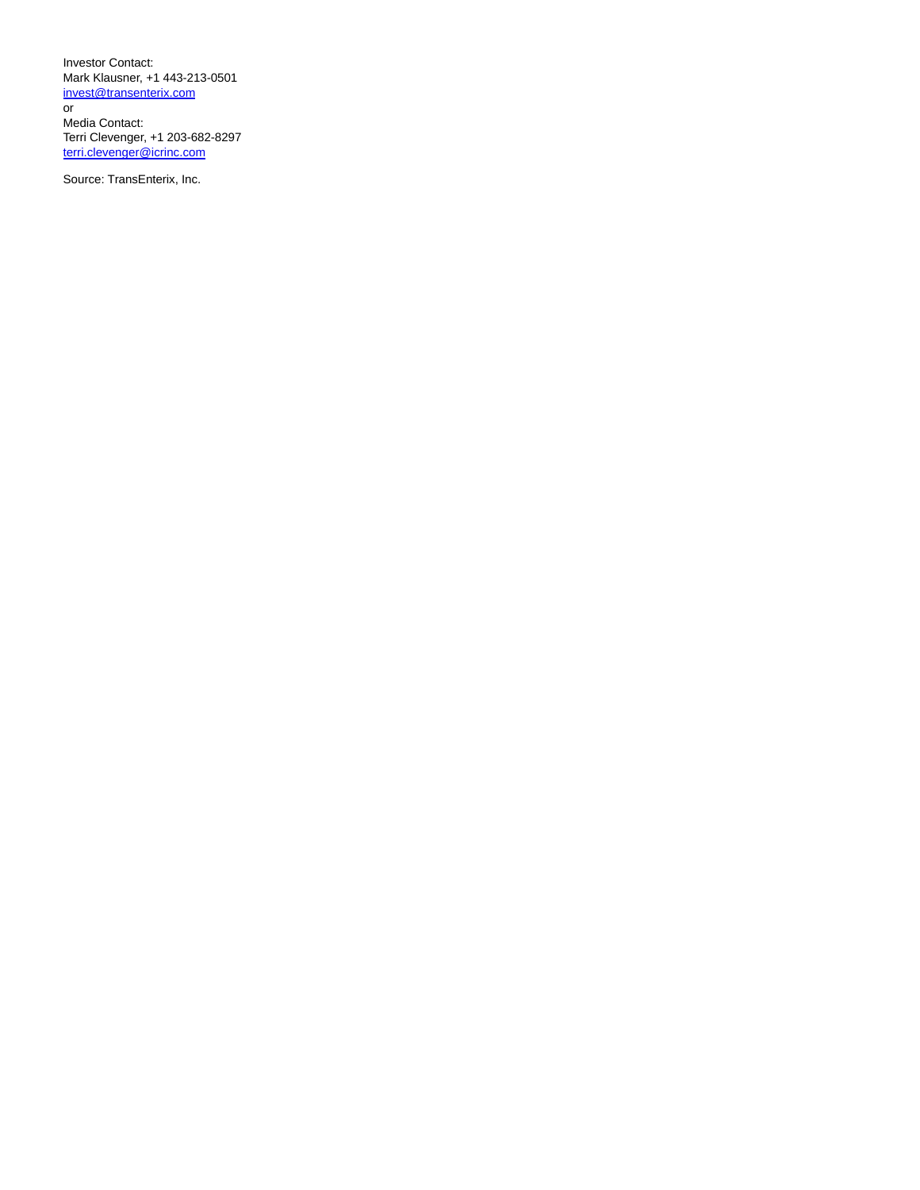Investor Contact:
Mark Klausner, +1 443-213-0501
invest@transenterix.com
or
Media Contact:
Terri Clevenger, +1 203-682-8297
terri.clevenger@icrinc.com

Source: TransEnterix, Inc.